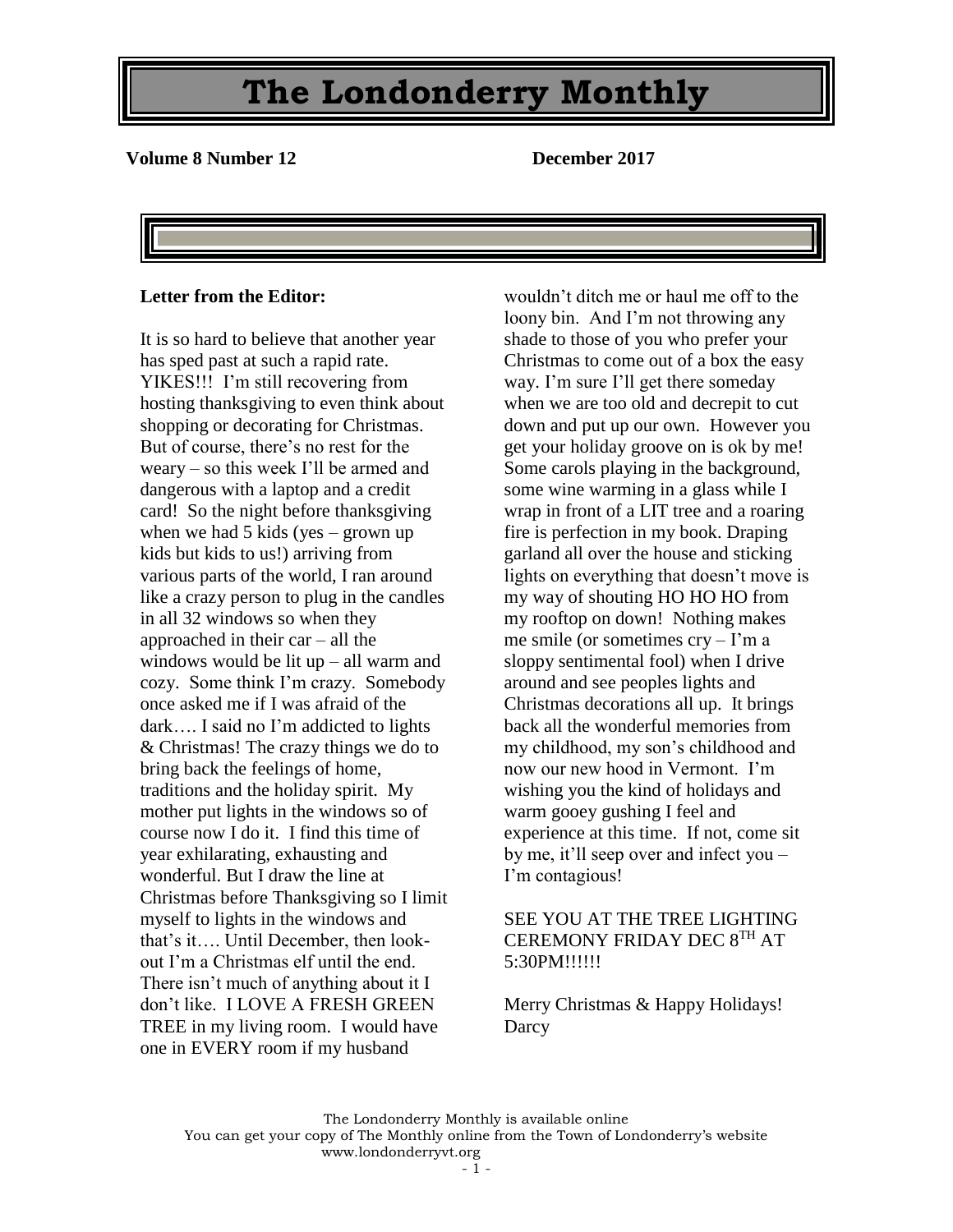# The Londonderry Monthly

**Volume 8 Number 12** **December 2017**

**Letter from the Editor:**

It is so hard to believe that another year has sped past at such a rapid rate. YIKES!!! I'm still recovering from hosting thanksgiving to even think about shopping or decorating for Christmas. But of course, there's no rest for the weary – so this week I'll be armed and dangerous with a laptop and a credit card! So the night before thanksgiving when we had 5 kids (yes – grown up kids but kids to us!) arriving from various parts of the world, I ran around like a crazy person to plug in the candles in all 32 windows so when they approached in their car – all the windows would be lit up – all warm and cozy. Some think I'm crazy. Somebody once asked me if I was afraid of the dark…. I said no I'm addicted to lights & Christmas! The crazy things we do to bring back the feelings of home, traditions and the holiday spirit. My mother put lights in the windows so of course now I do it. I find this time of year exhilarating, exhausting and wonderful. But I draw the line at Christmas before Thanksgiving so I limit myself to lights in the windows and that's it…. Until December, then look-out I'm a Christmas elf until the end. There isn't much of anything about it I don't like. I LOVE A FRESH GREEN TREE in my living room. I would have one in EVERY room if my husband wouldn't ditch me or haul me off to the loony bin. And I'm not throwing any shade to those of you who prefer your Christmas to come out of a box the easy way. I'm sure I'll get there someday when we are too old and decrepit to cut down and put up our own. However you get your holiday groove on is ok by me! Some carols playing in the background, some wine warming in a glass while I wrap in front of a LIT tree and a roaring fire is perfection in my book. Draping garland all over the house and sticking lights on everything that doesn't move is my way of shouting HO HO HO from my rooftop on down! Nothing makes me smile (or sometimes cry – I'm a sloppy sentimental fool) when I drive around and see peoples lights and Christmas decorations all up. It brings back all the wonderful memories from my childhood, my son's childhood and now our new hood in Vermont. I'm wishing you the kind of holidays and warm gooey gushing I feel and experience at this time. If not, come sit by me, it'll seep over and infect you – I'm contagious!

SEE YOU AT THE TREE LIGHTING CEREMONY FRIDAY DEC 8TH AT 5:30PM!!!!!!

Merry Christmas & Happy Holidays!
Darcy

The Londonderry Monthly is available online
You can get your copy of The Monthly online from the Town of Londonderry's website www.londonderryvt.org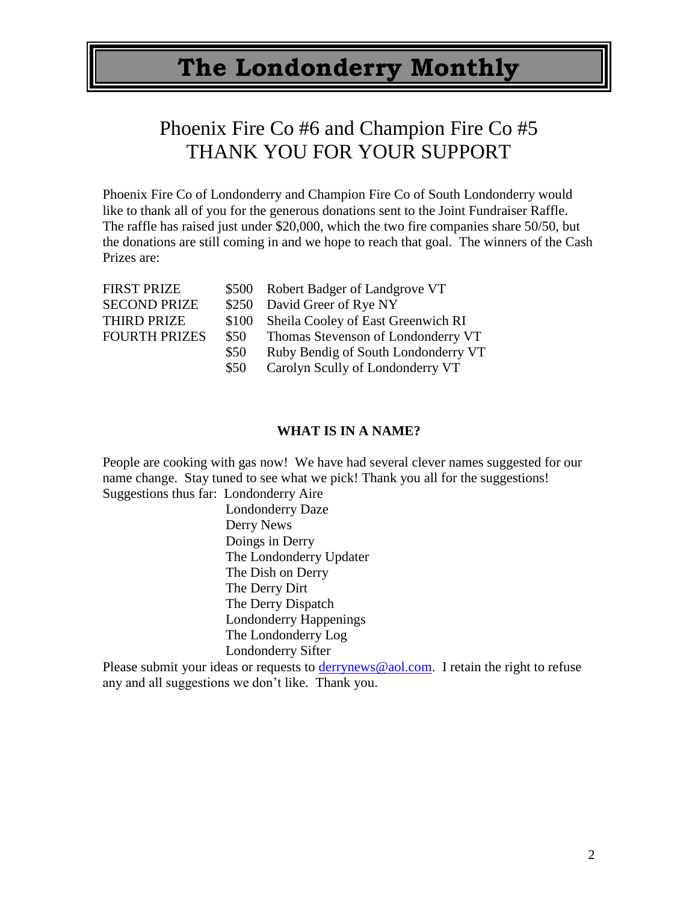# The Londonderry Monthly

## Phoenix Fire Co #6 and Champion Fire Co #5
## THANK YOU FOR YOUR SUPPORT

Phoenix Fire Co of Londonderry and Champion Fire Co of South Londonderry would like to thank all of you for the generous donations sent to the Joint Fundraiser Raffle. The raffle has raised just under $20,000, which the two fire companies share 50/50, but the donations are still coming in and we hope to reach that goal. The winners of the Cash Prizes are:

| | | |
|---|---|---|
| FIRST PRIZE | $500 | Robert Badger of Landgrove VT |
| SECOND PRIZE | $250 | David Greer of Rye NY |
| THIRD PRIZE | $100 | Sheila Cooley of East Greenwich RI |
| FOURTH PRIZES | $50 | Thomas Stevenson of Londonderry VT |
| | $50 | Ruby Bendig of South Londonderry VT |
| | $50 | Carolyn Scully of Londonderry VT |

**WHAT IS IN A NAME?**

People are cooking with gas now! We have had several clever names suggested for our name change. Stay tuned to see what we pick! Thank you all for the suggestions!

Suggestions thus far:

- Londonderry Aire
- Londonderry Daze
- Derry News
- Doings in Derry
- The Londonderry Updater
- The Dish on Derry
- The Derry Dirt
- The Derry Dispatch
- Londonderry Happenings
- The Londonderry Log
- Londonderry Sifter

Please submit your ideas or requests to derrynews@aol.com. I retain the right to refuse any and all suggestions we don't like. Thank you.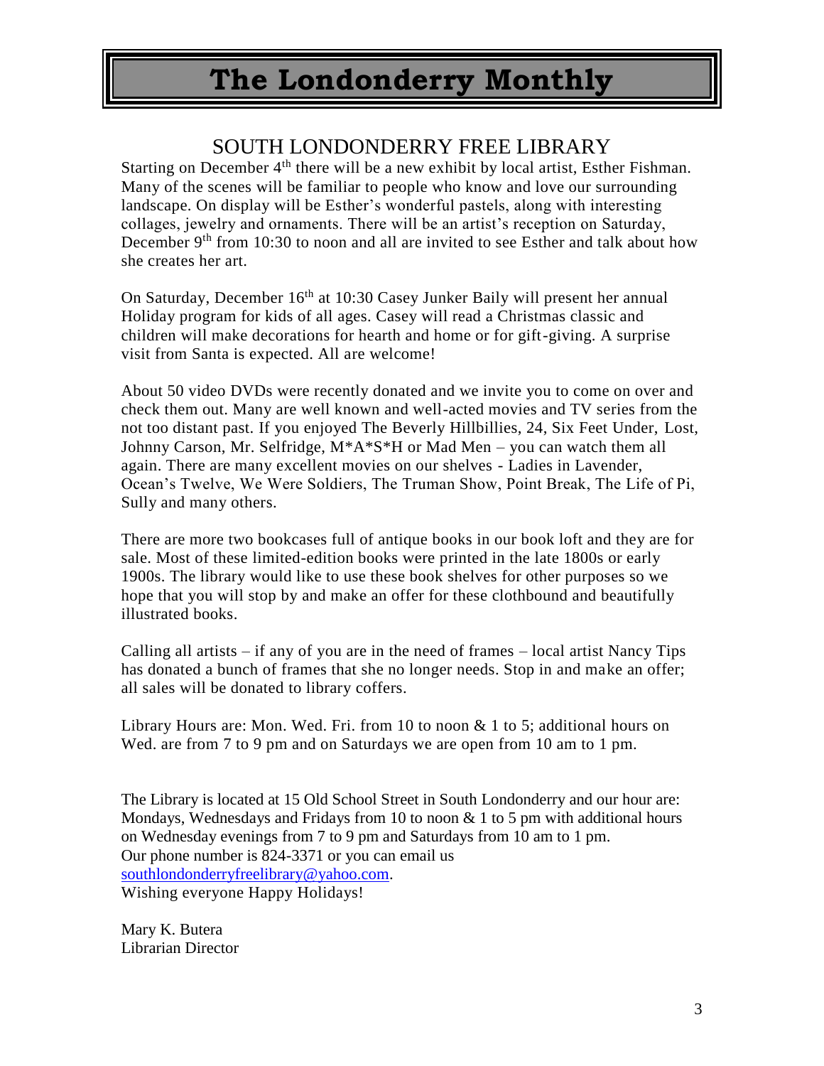# The Londonderry Monthly

## SOUTH LONDONDERRY FREE LIBRARY

Starting on December 4th there will be a new exhibit by local artist, Esther Fishman. Many of the scenes will be familiar to people who know and love our surrounding landscape. On display will be Esther's wonderful pastels, along with interesting collages, jewelry and ornaments. There will be an artist's reception on Saturday, December 9th from 10:30 to noon and all are invited to see Esther and talk about how she creates her art.

On Saturday, December 16th at 10:30 Casey Junker Baily will present her annual Holiday program for kids of all ages. Casey will read a Christmas classic and children will make decorations for hearth and home or for gift-giving. A surprise visit from Santa is expected. All are welcome!

About 50 video DVDs were recently donated and we invite you to come on over and check them out. Many are well known and well-acted movies and TV series from the not too distant past. If you enjoyed The Beverly Hillbillies, 24, Six Feet Under, Lost, Johnny Carson, Mr. Selfridge, M*A*S*H or Mad Men – you can watch them all again. There are many excellent movies on our shelves - Ladies in Lavender, Ocean's Twelve, We Were Soldiers, The Truman Show, Point Break, The Life of Pi, Sully and many others.

There are more two bookcases full of antique books in our book loft and they are for sale. Most of these limited-edition books were printed in the late 1800s or early 1900s. The library would like to use these book shelves for other purposes so we hope that you will stop by and make an offer for these clothbound and beautifully illustrated books.

Calling all artists – if any of you are in the need of frames – local artist Nancy Tips has donated a bunch of frames that she no longer needs. Stop in and make an offer; all sales will be donated to library coffers.

Library Hours are: Mon. Wed. Fri. from 10 to noon & 1 to 5; additional hours on Wed. are from 7 to 9 pm and on Saturdays we are open from 10 am to 1 pm.

The Library is located at 15 Old School Street in South Londonderry and our hour are: Mondays, Wednesdays and Fridays from 10 to noon & 1 to 5 pm with additional hours on Wednesday evenings from 7 to 9 pm and Saturdays from 10 am to 1 pm.
Our phone number is 824-3371 or you can email us southlondonderryfreelibrary@yahoo.com.
Wishing everyone Happy Holidays!

Mary K. Butera
Librarian Director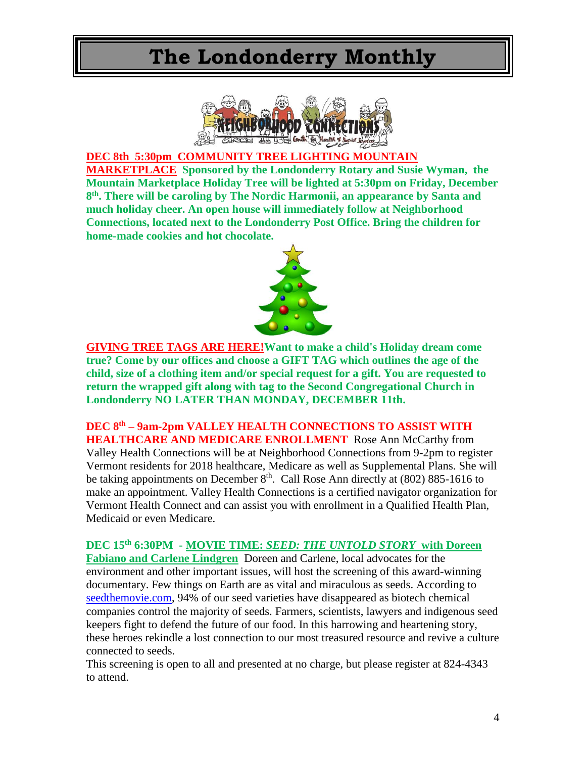# The Londonderry Monthly

**DEC 8th 5:30pm COMMUNITY TREE LIGHTING MOUNTAIN MARKETPLACE** **Sponsored by the Londonderry Rotary and Susie Wyman, the Mountain Marketplace Holiday Tree will be lighted at 5:30pm on Friday, December 8th. There will be caroling by The Nordic Harmonii, an appearance by Santa and much holiday cheer. An open house will immediately follow at Neighborhood Connections, located next to the Londonderry Post Office. Bring the children for home-made cookies and hot chocolate.**

**GIVING TREE TAGS ARE HERE!** **Want to make a child's Holiday dream come true? Come by our offices and choose a GIFT TAG which outlines the age of the child, size of a clothing item and/or special request for a gift. You are requested to return the wrapped gift along with tag to the Second Congregational Church in Londonderry NO LATER THAN MONDAY, DECEMBER 11th.**

**DEC 8th – 9am-2pm VALLEY HEALTH CONNECTIONS TO ASSIST WITH HEALTHCARE AND MEDICARE ENROLLMENT** Rose Ann McCarthy from Valley Health Connections will be at Neighborhood Connections from 9-2pm to register Vermont residents for 2018 healthcare, Medicare as well as Supplemental Plans. She will be taking appointments on December 8th. Call Rose Ann directly at (802) 885-1616 to make an appointment. Valley Health Connections is a certified navigator organization for Vermont Health Connect and can assist you with enrollment in a Qualified Health Plan, Medicaid or even Medicare.

**DEC 15th 6:30PM - MOVIE TIME: *SEED: THE UNTOLD STORY* with Doreen Fabiano and Carlene Lindgren** Doreen and Carlene, local advocates for the environment and other important issues, will host the screening of this award-winning documentary. Few things on Earth are as vital and miraculous as seeds. According to seedthemovie.com, 94% of our seed varieties have disappeared as biotech chemical companies control the majority of seeds. Farmers, scientists, lawyers and indigenous seed keepers fight to defend the future of our food. In this harrowing and heartening story, these heroes rekindle a lost connection to our most treasured resource and revive a culture connected to seeds.

This screening is open to all and presented at no charge, but please register at 824-4343 to attend.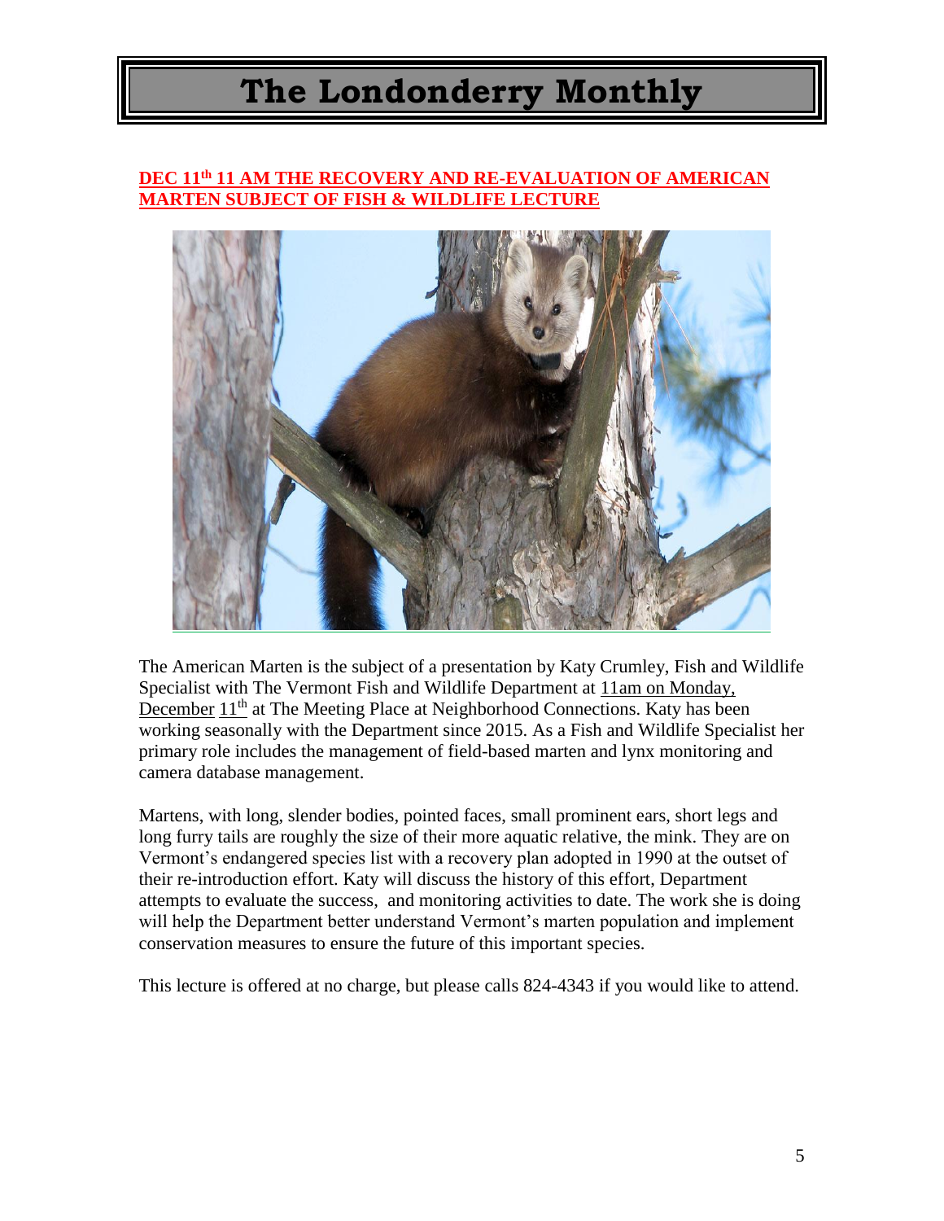# The Londonderry Monthly

**DEC 11th 11 AM THE RECOVERY AND RE-EVALUATION OF AMERICAN MARTEN SUBJECT OF FISH & WILDLIFE LECTURE**

The American Marten is the subject of a presentation by Katy Crumley, Fish and Wildlife Specialist with The Vermont Fish and Wildlife Department at 11am on Monday, December 11th at The Meeting Place at Neighborhood Connections. Katy has been working seasonally with the Department since 2015. As a Fish and Wildlife Specialist her primary role includes the management of field-based marten and lynx monitoring and camera database management.

Martens, with long, slender bodies, pointed faces, small prominent ears, short legs and long furry tails are roughly the size of their more aquatic relative, the mink. They are on Vermont's endangered species list with a recovery plan adopted in 1990 at the outset of their re-introduction effort. Katy will discuss the history of this effort, Department attempts to evaluate the success, and monitoring activities to date. The work she is doing will help the Department better understand Vermont's marten population and implement conservation measures to ensure the future of this important species.

This lecture is offered at no charge, but please calls 824-4343 if you would like to attend.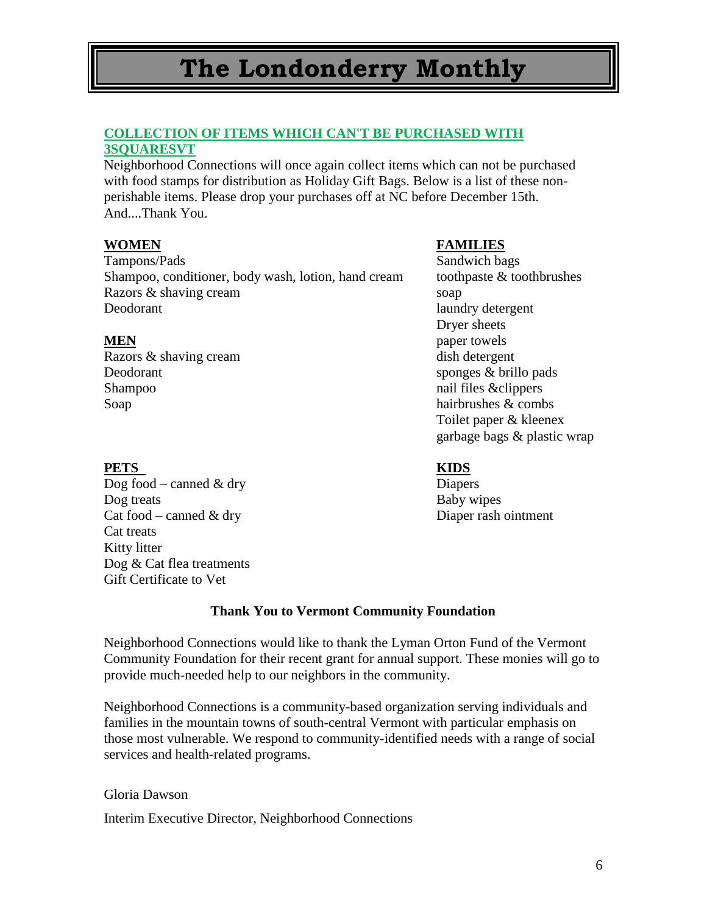## COLLECTION OF ITEMS WHICH CAN'T BE PURCHASED WITH 3SQUARESVT

Neighborhood Connections will once again collect items which can not be purchased with food stamps for distribution as Holiday Gift Bags. Below is a list of these non-perishable items. Please drop your purchases off at NC before December 15th. And....Thank You.

**WOMEN**

Tampons/Pads
Shampoo, conditioner, body wash, lotion, hand cream
Razors & shaving cream
Deodorant

**MEN**

Razors & shaving cream
Deodorant
Shampoo
Soap

**FAMILIES**

Sandwich bags
toothpaste & toothbrushes
soap
laundry detergent
Dryer sheets
paper towels
dish detergent
sponges & brillo pads
nail files &clippers
hairbrushes & combs
Toilet paper & kleenex
garbage bags & plastic wrap

**PETS**

Dog food – canned & dry
Dog treats
Cat food – canned & dry
Cat treats
Kitty litter
Dog & Cat flea treatments
Gift Certificate to Vet

**KIDS**

Diapers
Baby wipes
Diaper rash ointment

### Thank You to Vermont Community Foundation

Neighborhood Connections would like to thank the Lyman Orton Fund of the Vermont Community Foundation for their recent grant for annual support. These monies will go to provide much-needed help to our neighbors in the community.

Neighborhood Connections is a community-based organization serving individuals and families in the mountain towns of south-central Vermont with particular emphasis on those most vulnerable. We respond to community-identified needs with a range of social services and health-related programs.

Gloria Dawson

Interim Executive Director, Neighborhood Connections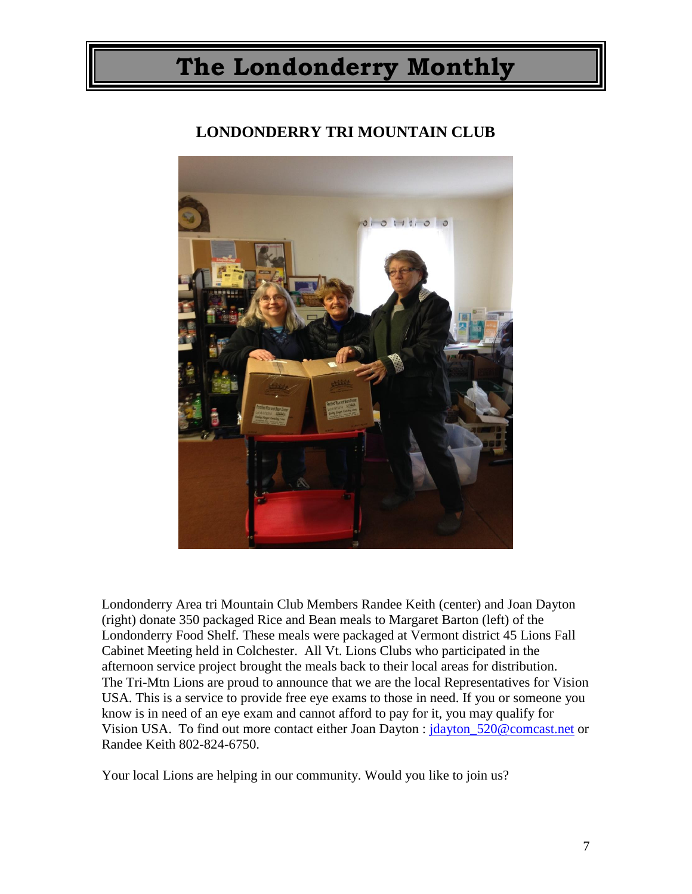# The Londonderry Monthly

## LONDONDERRY TRI MOUNTAIN CLUB

Londonderry Area tri Mountain Club Members Randee Keith (center) and Joan Dayton (right) donate 350 packaged Rice and Bean meals to Margaret Barton (left) of the Londonderry Food Shelf. These meals were packaged at Vermont district 45 Lions Fall Cabinet Meeting held in Colchester. All Vt. Lions Clubs who participated in the afternoon service project brought the meals back to their local areas for distribution. The Tri-Mtn Lions are proud to announce that we are the local Representatives for Vision USA. This is a service to provide free eye exams to those in need. If you or someone you know is in need of an eye exam and cannot afford to pay for it, you may qualify for Vision USA. To find out more contact either Joan Dayton : jdayton_520@comcast.net or Randee Keith 802-824-6750.

Your local Lions are helping in our community. Would you like to join us?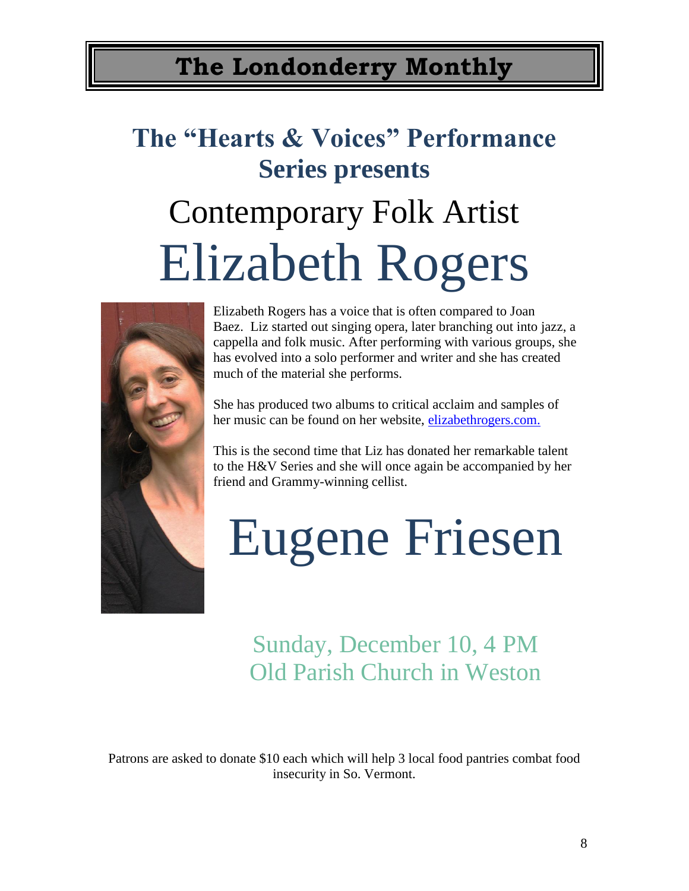## The "Hearts & Voices" Performance Series presents

# Contemporary Folk Artist

# Elizabeth Rogers

Elizabeth Rogers has a voice that is often compared to Joan Baez. Liz started out singing opera, later branching out into jazz, a cappella and folk music. After performing with various groups, she has evolved into a solo performer and writer and she has created much of the material she performs.

She has produced two albums to critical acclaim and samples of her music can be found on her website, [elizabethrogers.com.](http://elizabethrogers.com)

This is the second time that Liz has donated her remarkable talent to the H&V Series and she will once again be accompanied by her friend and Grammy-winning cellist.

# Eugene Friesen

## Sunday, December 10, 4 PM
## Old Parish Church in Weston

Patrons are asked to donate $10 each which will help 3 local food pantries combat food insecurity in So. Vermont.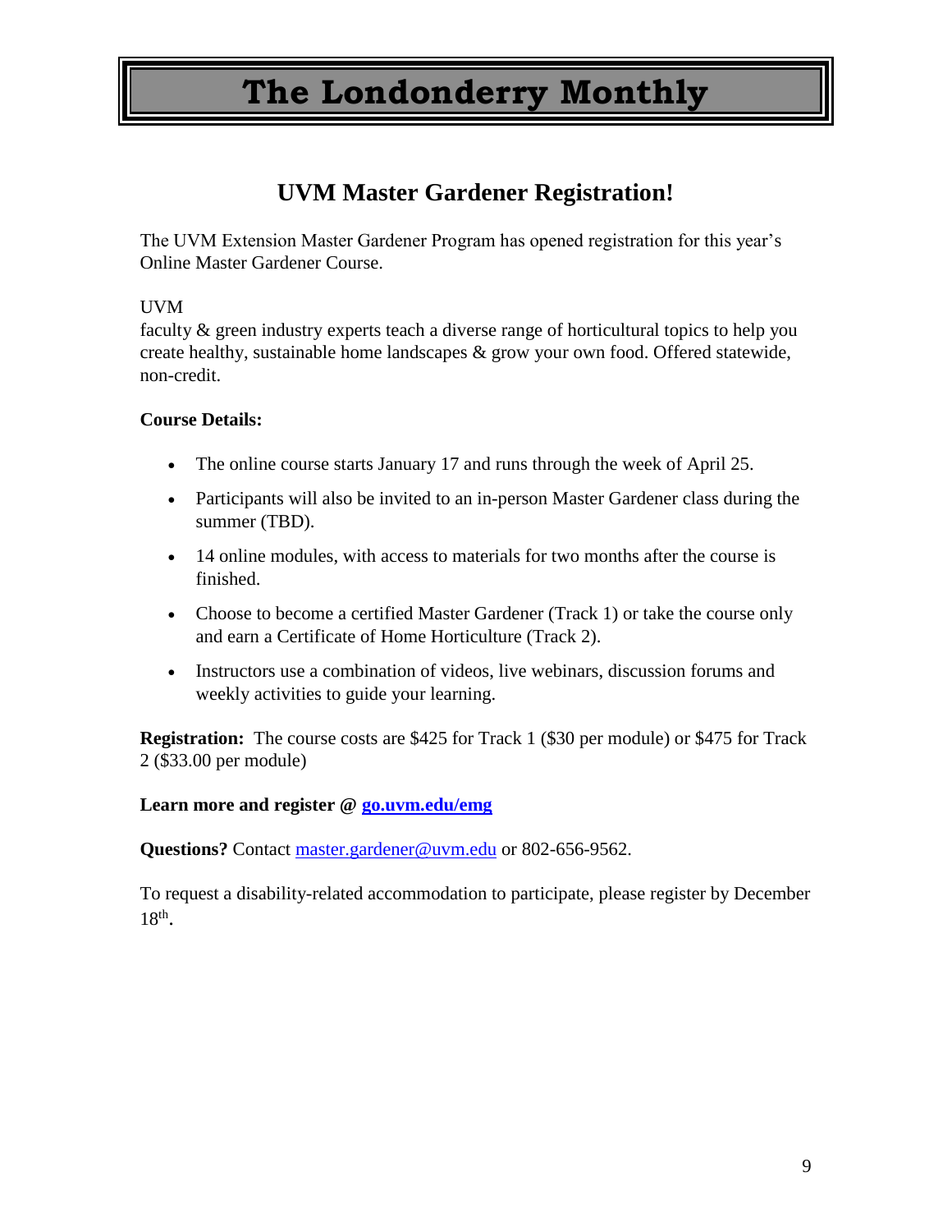# The Londonderry Monthly

## UVM Master Gardener Registration!

The UVM Extension Master Gardener Program has opened registration for this year's Online Master Gardener Course.

UVM
faculty & green industry experts teach a diverse range of horticultural topics to help you create healthy, sustainable home landscapes & grow your own food. Offered statewide, non-credit.

**Course Details:**

- The online course starts January 17 and runs through the week of April 25.
- Participants will also be invited to an in-person Master Gardener class during the summer (TBD).
- 14 online modules, with access to materials for two months after the course is finished.
- Choose to become a certified Master Gardener (Track 1) or take the course only and earn a Certificate of Home Horticulture (Track 2).
- Instructors use a combination of videos, live webinars, discussion forums and weekly activities to guide your learning.

**Registration:** The course costs are $425 for Track 1 ($30 per module) or $475 for Track 2 ($33.00 per module)

**Learn more and register @ [go.uvm.edu/emg](go.uvm.edu/emg)**

**Questions?** Contact [master.gardener@uvm.edu](mailto:master.gardener@uvm.edu) or 802-656-9562.

To request a disability-related accommodation to participate, please register by December 18th.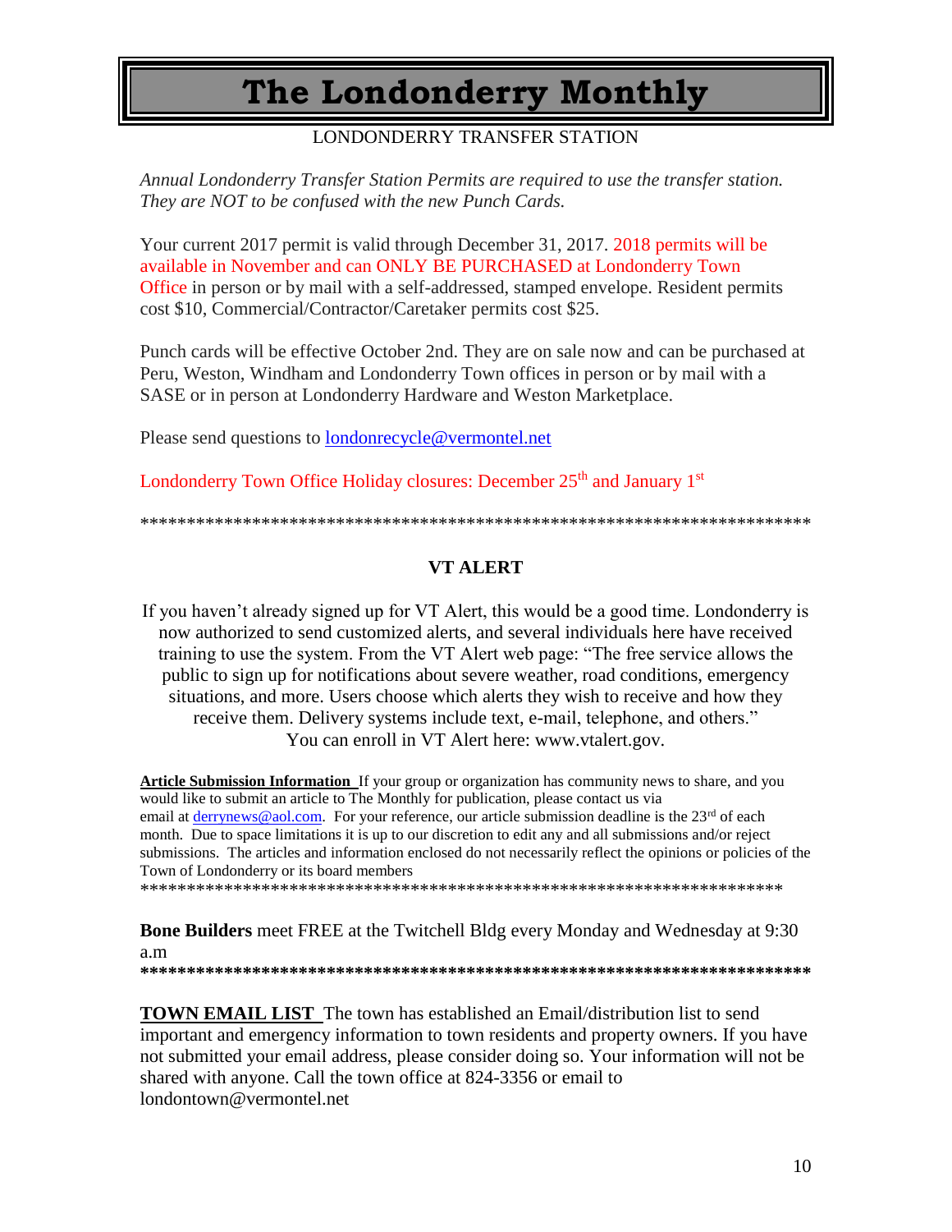# The Londonderry Monthly

## LONDONDERRY TRANSFER STATION

*Annual Londonderry Transfer Station Permits are required to use the transfer station. They are NOT to be confused with the new Punch Cards.*

Your current 2017 permit is valid through December 31, 2017. 2018 permits will be available in November and can ONLY BE PURCHASED at Londonderry Town Office in person or by mail with a self-addressed, stamped envelope. Resident permits cost $10, Commercial/Contractor/Caretaker permits cost $25.

Punch cards will be effective October 2nd. They are on sale now and can be purchased at Peru, Weston, Windham and Londonderry Town offices in person or by mail with a SASE or in person at Londonderry Hardware and Weston Marketplace.

Please send questions to londonrecycle@vermontel.net

Londonderry Town Office Holiday closures: December 25th and January 1st

*************************************************************************

## VT ALERT

If you haven't already signed up for VT Alert, this would be a good time. Londonderry is now authorized to send customized alerts, and several individuals here have received training to use the system. From the VT Alert web page: "The free service allows the public to sign up for notifications about severe weather, road conditions, emergency situations, and more. Users choose which alerts they wish to receive and how they receive them. Delivery systems include text, e-mail, telephone, and others." You can enroll in VT Alert here: www.vtalert.gov.

**Article Submission Information** If your group or organization has community news to share, and you would like to submit an article to The Monthly for publication, please contact us via email at derrynews@aol.com. For your reference, our article submission deadline is the 23rd of each month. Due to space limitations it is up to our discretion to edit any and all submissions and/or reject submissions. The articles and information enclosed do not necessarily reflect the opinions or policies of the Town of Londonderry or its board members

*************************************************************************

**Bone Builders** meet FREE at the Twitchell Bldg every Monday and Wednesday at 9:30 a.m

*************************************************************************

**TOWN EMAIL LIST** The town has established an Email/distribution list to send important and emergency information to town residents and property owners. If you have not submitted your email address, please consider doing so. Your information will not be shared with anyone. Call the town office at 824-3356 or email to londontown@vermontel.net